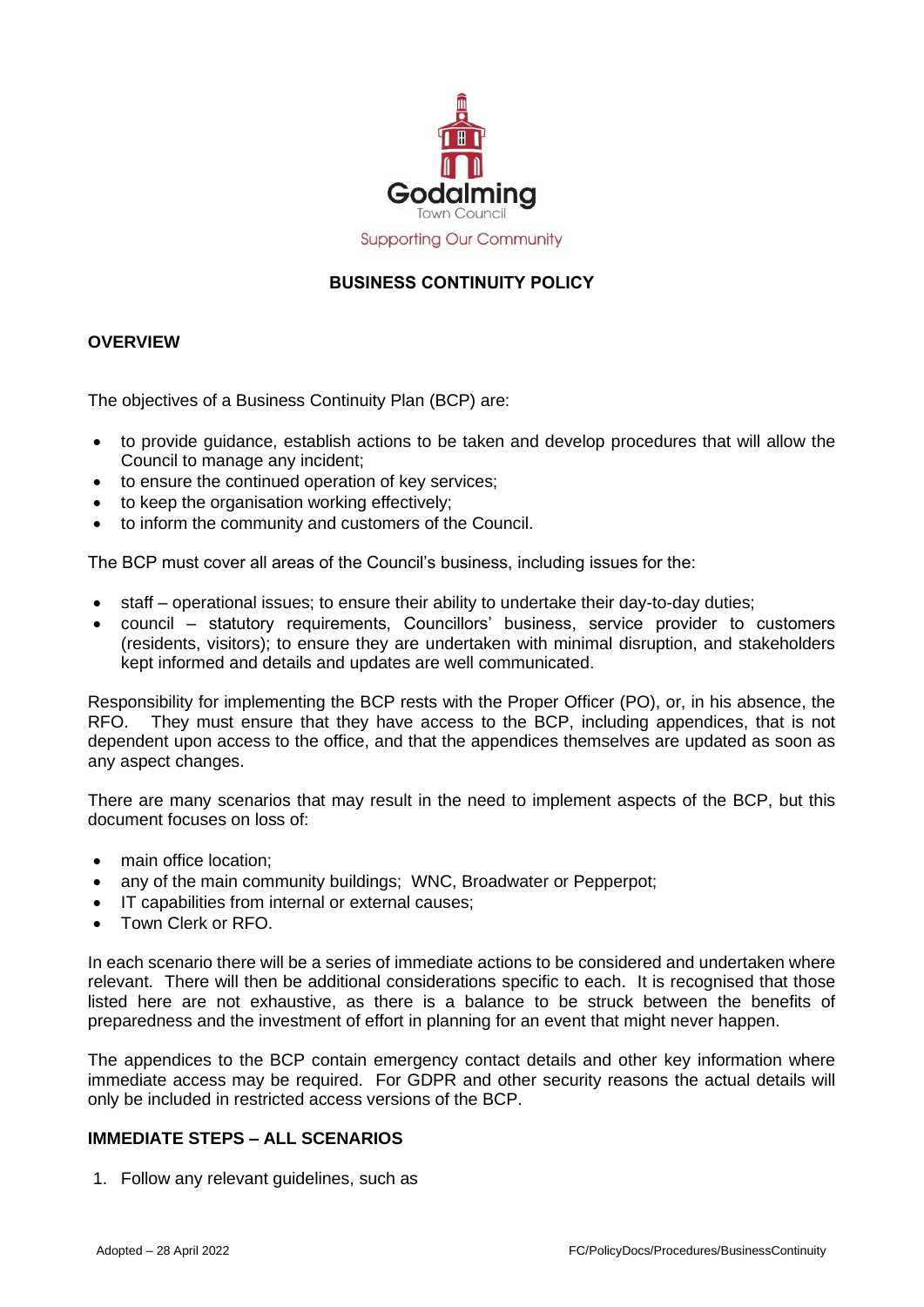Godalming
Town Council
Supporting Our Community

# BUSINESS CONTINUITY POLICY

## OVERVIEW

The objectives of a Business Continuity Plan (BCP) are:

- to provide guidance, establish actions to be taken and develop procedures that will allow the Council to manage any incident;
- to ensure the continued operation of key services;
- to keep the organisation working effectively;
- to inform the community and customers of the Council.

The BCP must cover all areas of the Council's business, including issues for the:

- staff – operational issues; to ensure their ability to undertake their day-to-day duties;
- council – statutory requirements, Councillors' business, service provider to customers (residents, visitors); to ensure they are undertaken with minimal disruption, and stakeholders kept informed and details and updates are well communicated.

Responsibility for implementing the BCP rests with the Proper Officer (PO), or, in his absence, the RFO. They must ensure that they have access to the BCP, including appendices, that is not dependent upon access to the office, and that the appendices themselves are updated as soon as any aspect changes.

There are many scenarios that may result in the need to implement aspects of the BCP, but this document focuses on loss of:

- main office location;
- any of the main community buildings; WNC, Broadwater or Pepperpot;
- IT capabilities from internal or external causes;
- Town Clerk or RFO.

In each scenario there will be a series of immediate actions to be considered and undertaken where relevant. There will then be additional considerations specific to each. It is recognised that those listed here are not exhaustive, as there is a balance to be struck between the benefits of preparedness and the investment of effort in planning for an event that might never happen.

The appendices to the BCP contain emergency contact details and other key information where immediate access may be required. For GDPR and other security reasons the actual details will only be included in restricted access versions of the BCP.

## IMMEDIATE STEPS – ALL SCENARIOS

1. Follow any relevant guidelines, such as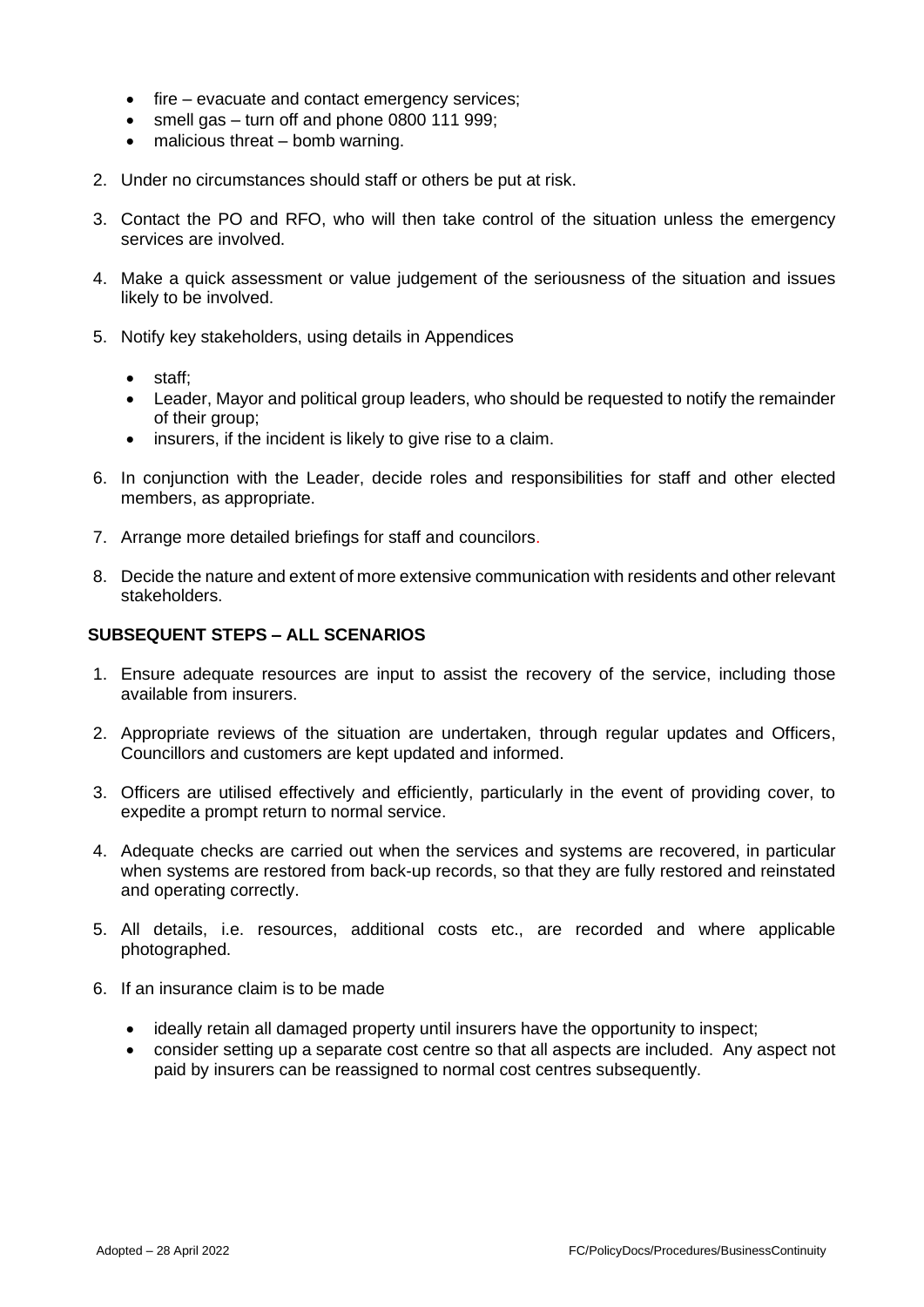- fire – evacuate and contact emergency services;
- smell gas – turn off and phone 0800 111 999;
- malicious threat – bomb warning.

2. Under no circumstances should staff or others be put at risk.

3. Contact the PO and RFO, who will then take control of the situation unless the emergency services are involved.

4. Make a quick assessment or value judgement of the seriousness of the situation and issues likely to be involved.

5. Notify key stakeholders, using details in Appendices

   - staff;
   - Leader, Mayor and political group leaders, who should be requested to notify the remainder of their group;
   - insurers, if the incident is likely to give rise to a claim.

6. In conjunction with the Leader, decide roles and responsibilities for staff and other elected members, as appropriate.

7. Arrange more detailed briefings for staff and councilors.

8. Decide the nature and extent of more extensive communication with residents and other relevant stakeholders.

## SUBSEQUENT STEPS – ALL SCENARIOS

1. Ensure adequate resources are input to assist the recovery of the service, including those available from insurers.

2. Appropriate reviews of the situation are undertaken, through regular updates and Officers, Councillors and customers are kept updated and informed.

3. Officers are utilised effectively and efficiently, particularly in the event of providing cover, to expedite a prompt return to normal service.

4. Adequate checks are carried out when the services and systems are recovered, in particular when systems are restored from back-up records, so that they are fully restored and reinstated and operating correctly.

5. All details, i.e. resources, additional costs etc., are recorded and where applicable photographed.

6. If an insurance claim is to be made

   - ideally retain all damaged property until insurers have the opportunity to inspect;
   - consider setting up a separate cost centre so that all aspects are included. Any aspect not paid by insurers can be reassigned to normal cost centres subsequently.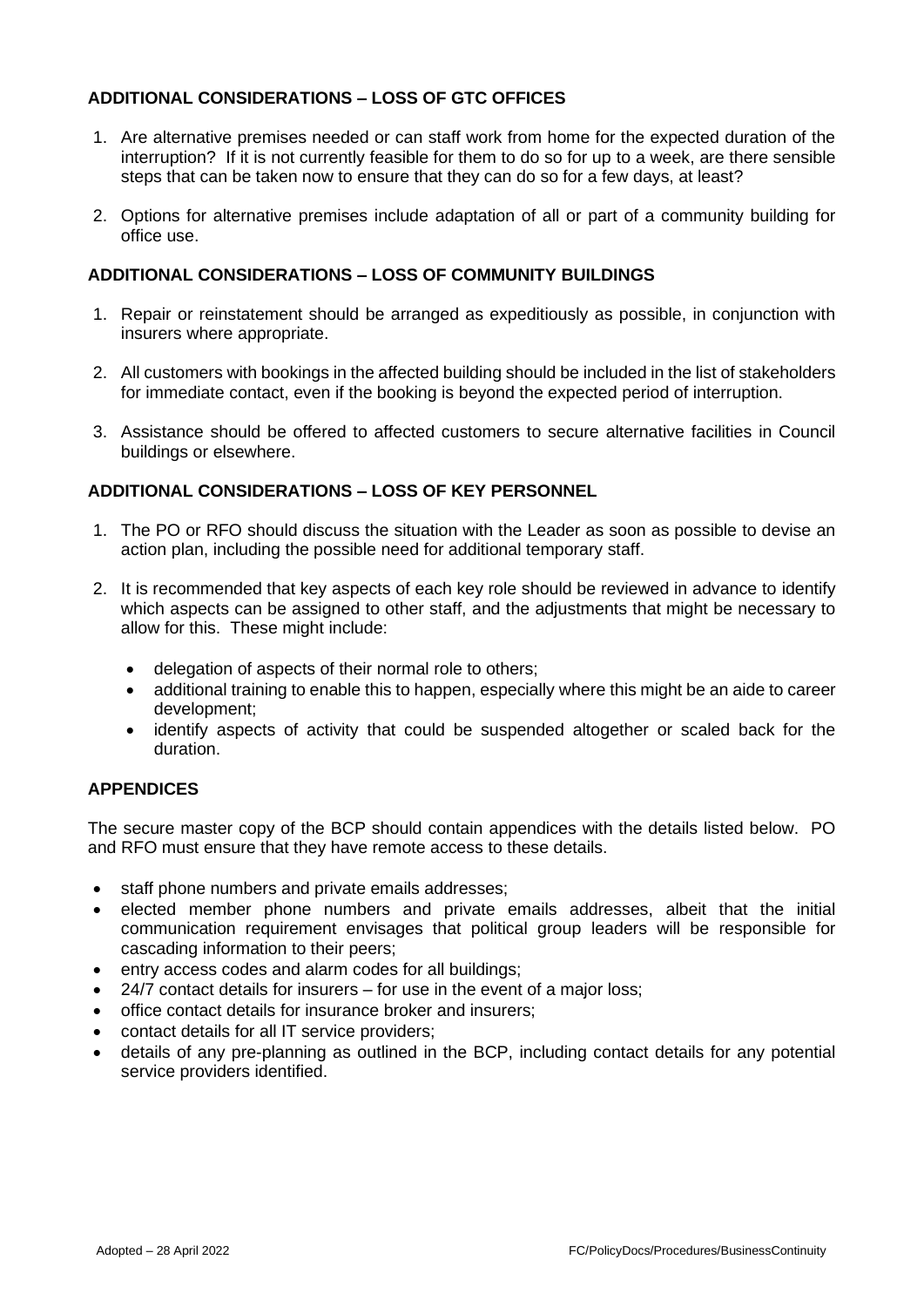## ADDITIONAL CONSIDERATIONS – LOSS OF GTC OFFICES

1. Are alternative premises needed or can staff work from home for the expected duration of the interruption? If it is not currently feasible for them to do so for up to a week, are there sensible steps that can be taken now to ensure that they can do so for a few days, at least?

2. Options for alternative premises include adaptation of all or part of a community building for office use.

## ADDITIONAL CONSIDERATIONS – LOSS OF COMMUNITY BUILDINGS

1. Repair or reinstatement should be arranged as expeditiously as possible, in conjunction with insurers where appropriate.

2. All customers with bookings in the affected building should be included in the list of stakeholders for immediate contact, even if the booking is beyond the expected period of interruption.

3. Assistance should be offered to affected customers to secure alternative facilities in Council buildings or elsewhere.

## ADDITIONAL CONSIDERATIONS – LOSS OF KEY PERSONNEL

1. The PO or RFO should discuss the situation with the Leader as soon as possible to devise an action plan, including the possible need for additional temporary staff.

2. It is recommended that key aspects of each key role should be reviewed in advance to identify which aspects can be assigned to other staff, and the adjustments that might be necessary to allow for this. These might include:

   - delegation of aspects of their normal role to others;
   - additional training to enable this to happen, especially where this might be an aide to career development;
   - identify aspects of activity that could be suspended altogether or scaled back for the duration.

## APPENDICES

The secure master copy of the BCP should contain appendices with the details listed below. PO and RFO must ensure that they have remote access to these details.

- staff phone numbers and private emails addresses;
- elected member phone numbers and private emails addresses, albeit that the initial communication requirement envisages that political group leaders will be responsible for cascading information to their peers;
- entry access codes and alarm codes for all buildings;
- 24/7 contact details for insurers – for use in the event of a major loss;
- office contact details for insurance broker and insurers;
- contact details for all IT service providers;
- details of any pre-planning as outlined in the BCP, including contact details for any potential service providers identified.

Adopted – 28 April 2022 FC/PolicyDocs/Procedures/BusinessContinuity